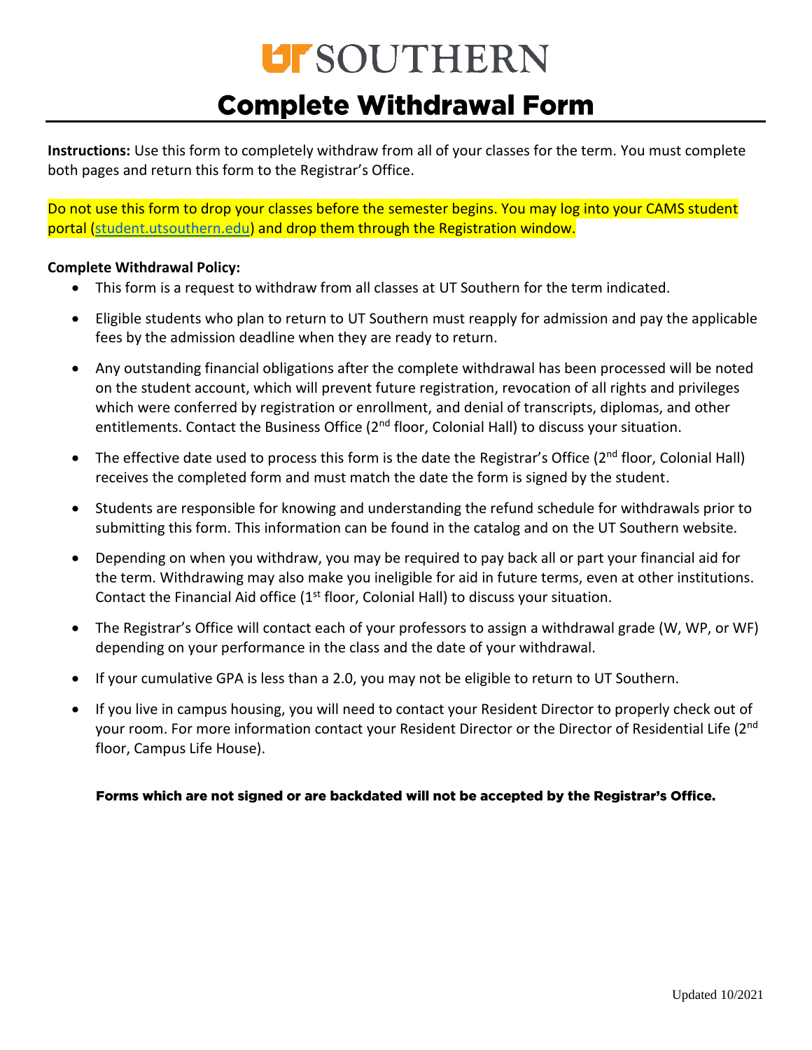# UT SOUTHERN

## Complete Withdrawal Form

**Instructions:** Use this form to completely withdraw from all of your classes for the term. You must complete both pages and return this form to the Registrar's Office.

Do not use this form to drop your classes before the semester begins. You may log into your CAMS student portal (student.utsouthern.edu) and drop them through the Registration window.

**Complete Withdrawal Policy:**

- This form is a request to withdraw from all classes at UT Southern for the term indicated.
- Eligible students who plan to return to UT Southern must reapply for admission and pay the applicable fees by the admission deadline when they are ready to return.
- Any outstanding financial obligations after the complete withdrawal has been processed will be noted on the student account, which will prevent future registration, revocation of all rights and privileges which were conferred by registration or enrollment, and denial of transcripts, diplomas, and other entitlements. Contact the Business Office (2nd floor, Colonial Hall) to discuss your situation.
- The effective date used to process this form is the date the Registrar's Office (2nd floor, Colonial Hall) receives the completed form and must match the date the form is signed by the student.
- Students are responsible for knowing and understanding the refund schedule for withdrawals prior to submitting this form. This information can be found in the catalog and on the UT Southern website.
- Depending on when you withdraw, you may be required to pay back all or part your financial aid for the term. Withdrawing may also make you ineligible for aid in future terms, even at other institutions. Contact the Financial Aid office (1st floor, Colonial Hall) to discuss your situation.
- The Registrar's Office will contact each of your professors to assign a withdrawal grade (W, WP, or WF) depending on your performance in the class and the date of your withdrawal.
- If your cumulative GPA is less than a 2.0, you may not be eligible to return to UT Southern.
- If you live in campus housing, you will need to contact your Resident Director to properly check out of your room. For more information contact your Resident Director or the Director of Residential Life (2nd floor, Campus Life House).

**Forms which are not signed or are backdated will not be accepted by the Registrar's Office.**

Updated 10/2021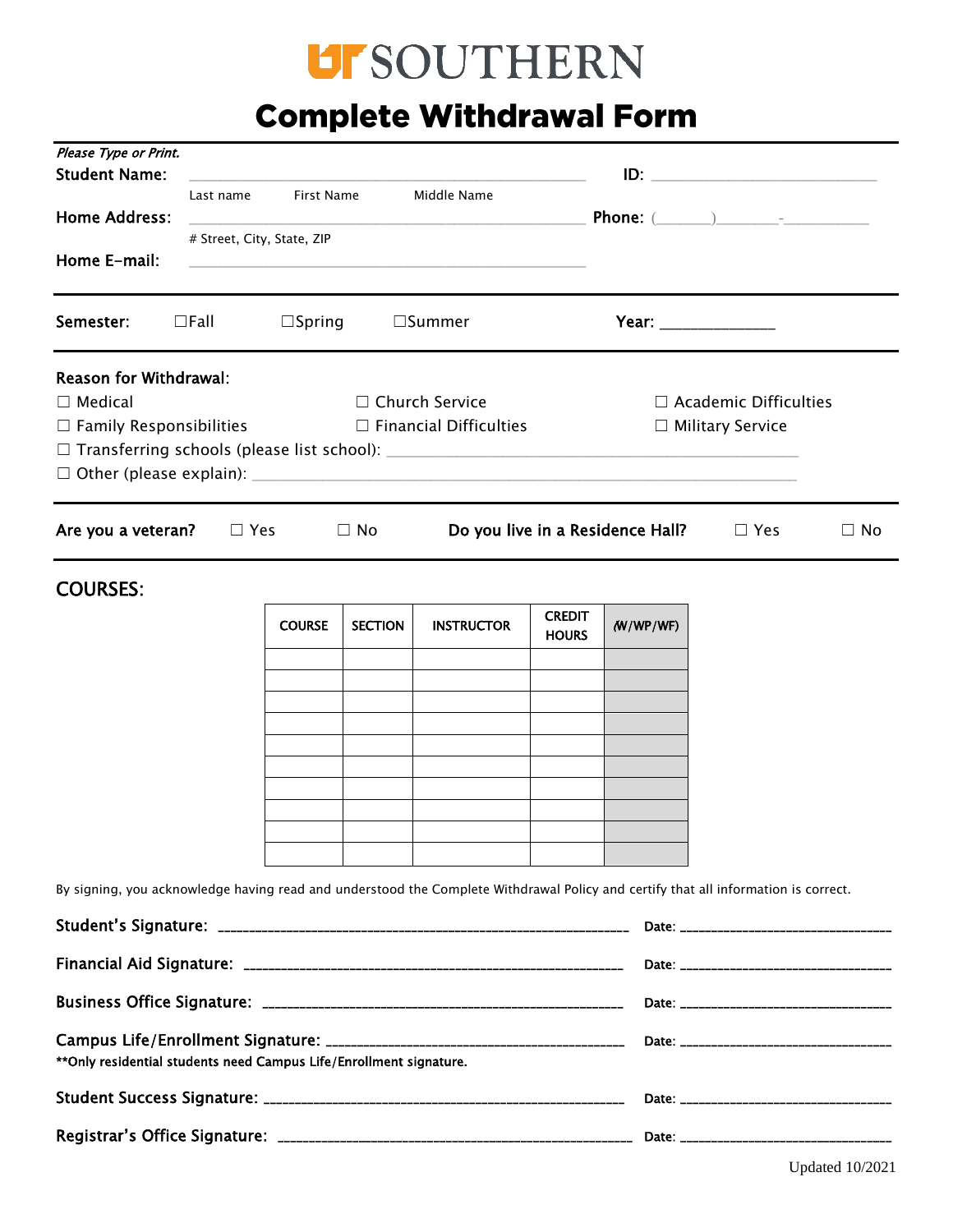# UT SOUTHERN

# Complete Withdrawal Form

*Please Type or Print.*

**Student Name:** ______________________________ **ID:** ____________________

Last name First Name Middle Name

**Home Address:** ______________________________ **Phone:** (______)_______-__________

# Street, City, State, ZIP

**Home E-mail:** ______________________________

**Semester:** ☐Fall ☐Spring ☐Summer **Year:** ____________

**Reason for Withdrawal:**

☐ Medical ☐ Church Service ☐ Academic Difficulties

☐ Family Responsibilities ☐ Financial Difficulties ☐ Military Service

☐ Transferring schools (please list school): ______________________________

☐ Other (please explain): ______________________________

**Are you a veteran?** ☐ Yes ☐ No **Do you live in a Residence Hall?** ☐ Yes ☐ No

## COURSES:

| COURSE | SECTION | INSTRUCTOR | CREDIT HOURS | (W/WP/WF) |
|---|---|---|---|---|
| | | | | |
| | | | | |
| | | | | |
| | | | | |
| | | | | |
| | | | | |
| | | | | |
| | | | | |
| | | | | |
| | | | | |

By signing, you acknowledge having read and understood the Complete Withdrawal Policy and certify that all information is correct.

**Student's Signature:** ______________________________ **Date:** ____________________

**Financial Aid Signature:** ______________________________ **Date:** ____________________

**Business Office Signature:** ______________________________ **Date:** ____________________

**Campus Life/Enrollment Signature:** ______________________________ **Date:** ____________________

**\*\*Only residential students need Campus Life/Enrollment signature.**

**Student Success Signature:** ______________________________ **Date:** ____________________

**Registrar's Office Signature:** ______________________________ **Date:** ____________________

Updated 10/2021